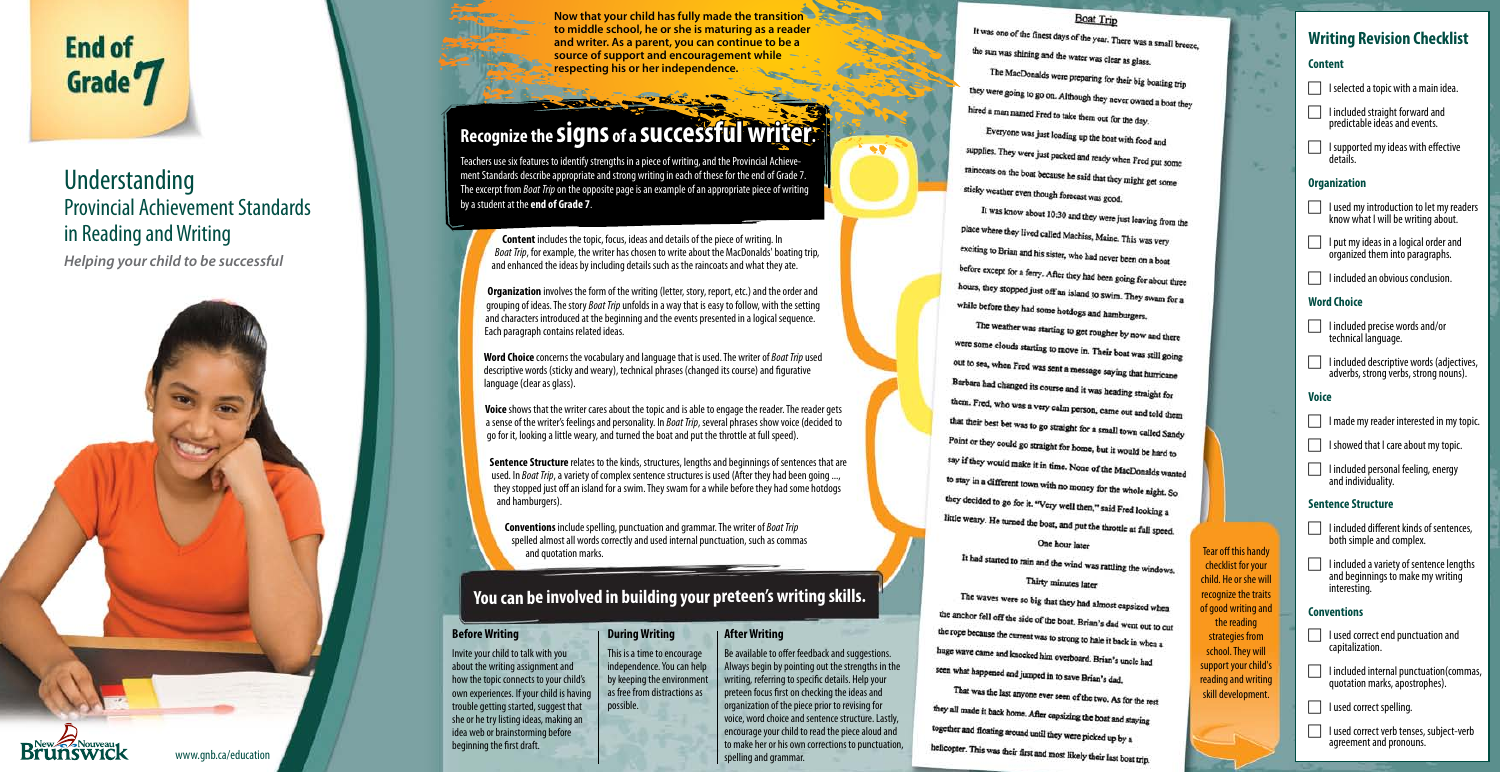# End of Grade 7

## Understanding Provincial Achievement Standards in Reading and Writing

*Helping your child to be successful*

New Brunswick / Nouveau Brunswick

www.gnb.ca/education

**Now that your child has fully made the transition to middle school, he or she is maturing as a reader and writer. As a parent, you can continue to be a source of support and encouragement while respecting his or her independence.**

## Recognize the signs of a successful writer.

Teachers use six features to identify strengths in a piece of writing, and the Provincial Achievement Standards describe appropriate and strong writing in each of these for the end of Grade 7. The excerpt from *Boat Trip* on the opposite page is an example of an appropriate piece of writing by a student at the **end of Grade 7**.

**Content** includes the topic, focus, ideas and details of the piece of writing. In *Boat Trip*, for example, the writer has chosen to write about the MacDonalds' boating trip, and enhanced the ideas by including details such as the raincoats and what they ate.

**Organization** involves the form of the writing (letter, story, report, etc.) and the order and grouping of ideas. The story *Boat Trip* unfolds in a way that is easy to follow, with the setting and characters introduced at the beginning and the events presented in a logical sequence. Each paragraph contains related ideas.

**Word Choice** concerns the vocabulary and language that is used. The writer of *Boat Trip* used descriptive words (sticky and weary), technical phrases (changed its course) and figurative language (clear as glass).

**Voice** shows that the writer cares about the topic and is able to engage the reader. The reader gets a sense of the writer's feelings and personality. In *Boat Trip*, several phrases show voice (decided to go for it, looking a little weary, and turned the boat and put the throttle at full speed).

**Sentence Structure** relates to the kinds, structures, lengths and beginnings of sentences that are used. In *Boat Trip*, a variety of complex sentence structures is used (After they had been going ..., they stopped just off an island for a swim. They swam for a while before they had some hotdogs and hamburgers).

**Conventions** include spelling, punctuation and grammar. The writer of *Boat Trip* spelled almost all words correctly and used internal punctuation, such as commas and quotation marks.

## You can be involved in building your preteen's writing skills.

### Before Writing

Invite your child to talk with you about the writing assignment and how the topic connects to your child's own experiences. If your child is having trouble getting started, suggest that she or he try listing ideas, making an idea web or brainstorming before beginning the first draft.

### During Writing

This is a time to encourage independence. You can help by keeping the environment as free from distractions as possible.

### After Writing

Be available to offer feedback and suggestions. Always begin by pointing out the strengths in the writing, referring to specific details. Help your preteen focus first on checking the ideas and organization of the piece prior to revising for voice, word choice and sentence structure. Lastly, encourage your child to read the piece aloud and to make her or his own corrections to punctuation, spelling and grammar.

### Boat Trip

It was one of the finest days of the year. There was a small breeze, the sun was shining and the water was clear as glass.

The MacDonalds were preparing for their big boating trip they were going to go on. Although they never owned a boat they hired a man named Fred to take them out for the day.

Everyone was just loading up the boat with food and supplies. They were just packed and ready when Fred put some raincoats on the boat because he said that they might get some sticky weather even though forecast was good.

It was know about 10:30 and they were just leaving from the place where they lived called Machiss, Maine. This was very exciting to Brian and his sister, who had never been on a boat before except for a ferry. After they had been going for about three hours, they stopped just off an island to swim. They swam for a while before they had some hotdogs and hamburgers.

The weather was starting to get rougher by now and there were some clouds starting to move in. Their boat was still going out to sea, when Fred was sent a message saying that hurricane Barbara had changed its course and it was heading straight for them. Fred, who was a very calm person, came out and told them that their best bet was to go straight for a small town called Sandy Point or they could go straight for home, but it would be hard to say if they would make it in time. None of the MacDonalds wanted to stay in a different town with no money for the whole night. So they decided to go for it. "Very well then," said Fred looking a little weary. He turned the boat, and put the throttle at full speed.

One hour later

It had started to rain and the wind was rattling the windows.

Thirty minutes later

The waves were so big that they had almost capsized when the anchor fell off the side of the boat. Brian's dad went out to cut the rope because the current was to strong to hale it back in when a huge wave came and knocked him overboard. Brian's uncle had seen what happened and jumped in to save Brian's dad.

That was the last anyone ever seen of the two. As for the rest they all made it back home. After capsizing the boat and staying together and floating around until they were picked up by a helicopter. This was their first and most likely their last boat trip.

Tear off this handy checklist for your child. He or she will recognize the traits of good writing and the reading strategies from school. They will support your child's reading and writing skill development.

## Writing Revision Checklist

### Content

- [ ] I selected a topic with a main idea.
- [ ] I included straight forward and predictable ideas and events.
- [ ] I supported my ideas with effective details.

### Organization

- [ ] I used my introduction to let my readers know what I will be writing about.
- [ ] I put my ideas in a logical order and organized them into paragraphs.
- [ ] I included an obvious conclusion.

### Word Choice

- [ ] I included precise words and/or technical language.
- [ ] I included descriptive words (adjectives, adverbs, strong verbs, strong nouns).

### Voice

- [ ] I made my reader interested in my topic.
- [ ] I showed that I care about my topic.
- [ ] I included personal feeling, energy and individuality.

### Sentence Structure

- [ ] I included different kinds of sentences, both simple and complex.
- [ ] I included a variety of sentence lengths and beginnings to make my writing interesting.

### Conventions

- [ ] I used correct end punctuation and capitalization.
- [ ] I included internal punctuation(commas, quotation marks, apostrophes).
- [ ] I used correct spelling.
- [ ] I used correct verb tenses, subject-verb agreement and pronouns.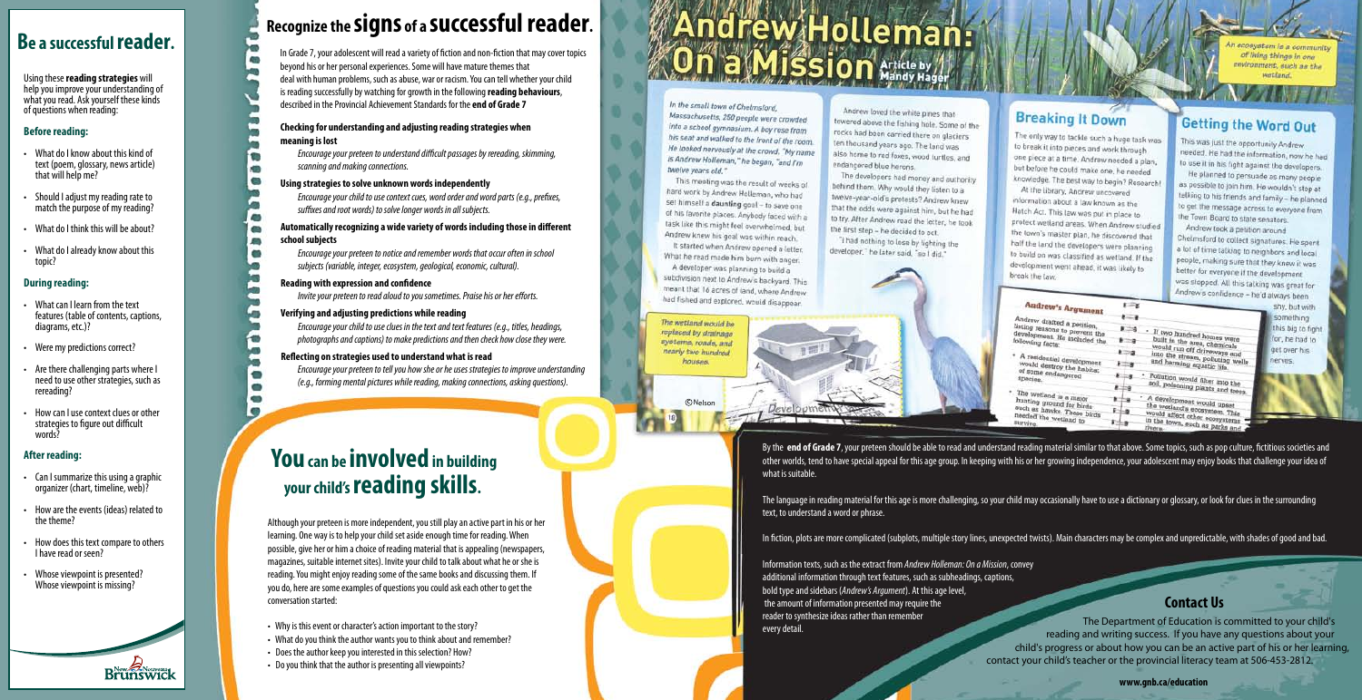## Be a successful reader.

Using these **reading strategies** will help you improve your understanding of what you read. Ask yourself these kinds of questions when reading:

### Before reading:

- What do I know about this kind of text (poem, glossary, news article) that will help me?
- Should I adjust my reading rate to match the purpose of my reading?
- What do I think this will be about?
- What do I already know about this topic?

### During reading:

- What can I learn from the text features (table of contents, captions, diagrams, etc.)?
- Were my predictions correct?
- Are there challenging parts where I need to use other strategies, such as rereading?
- How can I use context clues or other strategies to figure out difficult words?

### After reading:

- Can I summarize this using a graphic organizer (chart, timeline, web)?
- How are the events (ideas) related to the theme?
- How does this text compare to others I have read or seen?
- Whose viewpoint is presented? Whose viewpoint is missing?

## Recognize the signs of a successful reader.

In Grade 7, your adolescent will read a variety of fiction and non-fiction that may cover topics beyond his or her personal experiences. Some will have mature themes that deal with human problems, such as abuse, war or racism. You can tell whether your child is reading successfully by watching for growth in the following **reading behaviours**, described in the Provincial Achievement Standards for the **end of Grade 7**

**Checking for understanding and adjusting reading strategies when meaning is lost**

*Encourage your preteen to understand difficult passages by rereading, skimming, scanning and making connections.*

**Using strategies to solve unknown words independently**

*Encourage your child to use context cues, word order and word parts (e.g., prefixes, suffixes and root words) to solve longer words in all subjects.*

**Automatically recognizing a wide variety of words including those in different school subjects**

*Encourage your preteen to notice and remember words that occur often in school subjects (variable, integer, ecosystem, geological, economic, cultural).*

**Reading with expression and confidence**

*Invite your preteen to read aloud to you sometimes. Praise his or her efforts.*

**Verifying and adjusting predictions while reading**

*Encourage your child to use clues in the text and text features (e.g., titles, headings, photographs and captions) to make predictions and then check how close they were.*

**Reflecting on strategies used to understand what is read**

*Encourage your preteen to tell you how she or he uses strategies to improve understanding (e.g., forming mental pictures while reading, making connections, asking questions).*

## You can be involved in building your child's reading skills.

Although your preteen is more independent, you still play an active part in his or her learning. One way is to help your child set aside enough time for reading. When possible, give her or him a choice of reading material that is appealing (newspapers, magazines, suitable internet sites). Invite your child to talk about what he or she is reading. You might enjoy reading some of the same books and discussing them. If you do, here are some examples of questions you could ask each other to get the conversation started:

- Why is this event or character's action important to the story?
- What do you think the author wants you to think about and remember?
- Does the author keep you interested in this selection? How?
- Do you think that the author is presenting all viewpoints?

# Andrew Holleman: On a Mission

Article by Mandy Hager

*An ecosystem is a community of living things in one environment, such as the wetland.*

*In the small town of Chelmsford, Massachusetts, 250 people were crowded into a school gymnasium. A boy rose from his seat and walked to the front of the room. He looked nervously at the crowd. "My name is Andrew Holleman," he began, "and I'm twelve years old."*

This meeting was the result of weeks of hard work by Andrew Holleman, who had set himself a **daunting** goal – to save one of his favorite places. Anybody faced with a task like this might feel overwhelmed, but Andrew knew his goal was within reach.

It started when Andrew opened a letter. What he read made him burn with anger. A developer was planning to build a subdivision next to Andrew's backyard. This meant that 16 acres of land, where Andrew had fished and explored, would disappear.

Andrew loved the white pines that towered above the fishing hole. Some of the rocks had been carried there on glaciers ten thousand years ago. The land was also home to red foxes, wood turtles, and endangered blue herons.

The developers had money and authority behind them. Why would they listen to a twelve-year-old's protests? Andrew knew that the odds were against him, but he had to try. After Andrew read the letter, he took the first step – he decided to act.

"I had nothing to lose by fighting the developer," he later said, "so I did."

*The wetland would be replaced by drainage systems, roads, and nearly two hundred houses.*

©Nelson

### Breaking It Down

The only way to tackle such a huge task was to break it into pieces and work through one piece at a time. Andrew needed a plan, but before he could make one, he needed knowledge. The best way to begin? Research!

At the library, Andrew uncovered information about a law known as the Hatch Act. This law was put in place to protect wetland areas. When Andrew studied the town's master plan, he discovered that half the land the developers were planning to build on was classified as wetland. If the development went ahead, it was likely to break the law.

### Getting the Word Out

This was just the opportunity Andrew needed. He had the information, now he had to use it in his fight against the developers.

He planned to persuade as many people as possible to join him. He wouldn't stop at talking to his friends and family – he planned to get the message across to everyone from the Town Board to state senators.

Andrew took a petition around Chelmsford to collect signatures. He spent a lot of time talking to neighbors and local people, making sure that they knew it was better for everyone if the development was stopped. All this talking was great for Andrew's confidence – he'd always been shy, but with something this big to fight for, he had to get over his nerves.

**Andrew's Argument**

Andrew drafted a petition, listing reasons to prevent the development. He included the following facts:

- A residential development would destroy the habitat of some endangered species.
- The wetland is a major hunting ground for birds such as hawks. These birds needed the wetland to survive.
- If two hundred homes were built in the area, chemicals would run off driveways and into the stream, polluting wells and harming aquatic life.
- Pollution would filter into the soil, poisoning plants and trees.
- A development would upset the wetland's ecosystem. This would affect other ecosystems in the town, such as parks and rivers.

By the **end of Grade 7**, your preteen should be able to read and understand reading material similar to that above. Some topics, such as pop culture, fictitious societies and other worlds, tend to have special appeal for this age group. In keeping with his or her growing independence, your adolescent may enjoy books that challenge your idea of what is suitable.

The language in reading material for this age is more challenging, so your child may occasionally have to use a dictionary or glossary, or look for clues in the surrounding text, to understand a word or phrase.

In fiction, plots are more complicated (subplots, multiple story lines, unexpected twists). Main characters may be complex and unpredictable, with shades of good and bad.

Information texts, such as the extract from *Andrew Holleman: On a Mission*, convey additional information through text features, such as subheadings, captions, bold type and sidebars (*Andrew's Argument*). At this age level, the amount of information presented may require the reader to synthesize ideas rather than remember every detail.

## Contact Us

The Department of Education is committed to your child's reading and writing success. If you have any questions about your child's progress or about how you can be an active part of his or her learning, contact your child's teacher or the provincial literacy team at 506-453-2812.

**www.gnb.ca/education**